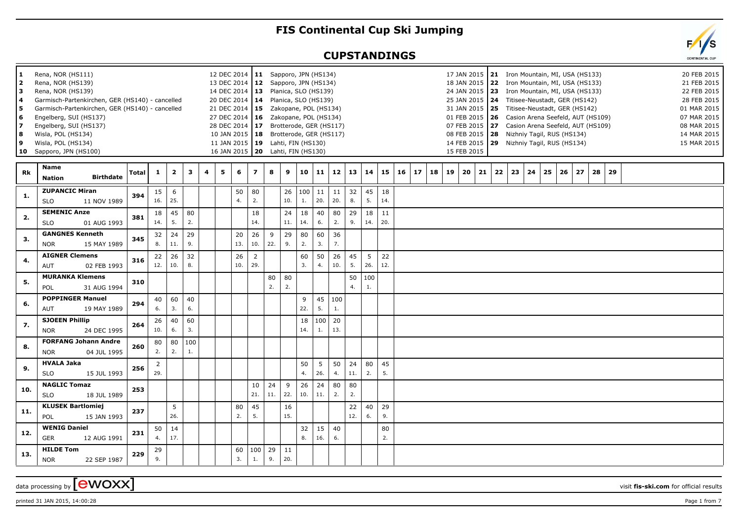# FIS Continental Cup Ski Jumping

## CUPSTANDINGS

| # | Venue | Date | # | Venue | Date | # | Venue | Date |
|---|---|---|---|---|---|---|---|---|
| 1 | Rena, NOR (HS111) | 12 DEC 2014 | 11 | Sapporo, JPN (HS134) | 17 JAN 2015 | 21 | Iron Mountain, MI, USA (HS133) | 20 FEB 2015 |
| 2 | Rena, NOR (HS139) | 13 DEC 2014 | 12 | Sapporo, JPN (HS134) | 18 JAN 2015 | 22 | Iron Mountain, MI, USA (HS133) | 21 FEB 2015 |
| 3 | Rena, NOR (HS139) | 14 DEC 2014 | 13 | Planica, SLO (HS139) | 24 JAN 2015 | 23 | Iron Mountain, MI, USA (HS133) | 22 FEB 2015 |
| 4 | Garmisch-Partenkirchen, GER (HS140) - cancelled | 20 DEC 2014 | 14 | Planica, SLO (HS139) | 25 JAN 2015 | 24 | Titisee-Neustadt, GER (HS142) | 28 FEB 2015 |
| 5 | Garmisch-Partenkirchen, GER (HS140) - cancelled | 21 DEC 2014 | 15 | Zakopane, POL (HS134) | 31 JAN 2015 | 25 | Titisee-Neustadt, GER (HS142) | 01 MAR 2015 |
| 6 | Engelberg, SUI (HS137) | 27 DEC 2014 | 16 | Zakopane, POL (HS134) | 01 FEB 2015 | 26 | Casion Arena Seefeld, AUT (HS109) | 07 MAR 2015 |
| 7 | Engelberg, SUI (HS137) | 28 DEC 2014 | 17 | Brotterode, GER (HS117) | 07 FEB 2015 | 27 | Casion Arena Seefeld, AUT (HS109) | 08 MAR 2015 |
| 8 | Wisla, POL (HS134) | 10 JAN 2015 | 18 | Brotterode, GER (HS117) | 08 FEB 2015 | 28 | Nizhniy Tagil, RUS (HS134) | 14 MAR 2015 |
| 9 | Wisla, POL (HS134) | 11 JAN 2015 | 19 | Lahti, FIN (HS130) | 14 FEB 2015 | 29 | Nizhniy Tagil, RUS (HS134) | 15 MAR 2015 |
| 10 | Sapporo, JPN (HS100) | 16 JAN 2015 | 20 | Lahti, FIN (HS130) | 15 FEB 2015 | | | |

| Rk | Name / Nation / Birthdate | Total | 1 | 2 | 3 | 4 | 5 | 6 | 7 | 8 | 9 | 10 | 11 | 12 | 13 | 14 | 15 | 16 | 17 | 18 | 19 | 20 | 21 | 22 | 23 | 24 | 25 | 26 | 27 | 28 | 29 |
|---|---|---|---|---|---|---|---|---|---|---|---|---|---|---|---|---|---|---|---|---|---|---|---|---|---|---|---|---|---|---|---|
| 1. | **ZUPANCIC Miran** SLO 11 NOV 1989 | 394 | 15 16. | 6 25. | | | | 50 4. | 80 2. | | 26 10. | 100 1. | 11 20. | 11 20. | 32 8. | 45 5. | 18 14. | | | | | | | | | | | | | | |
| 2. | **SEMENIC Anze** SLO 01 AUG 1993 | 381 | 18 14. | 45 5. | 80 2. | | | | 18 14. | | 24 11. | 18 14. | 40 6. | 80 2. | 29 9. | 18 14. | 11 20. | | | | | | | | | | | | | | |
| 3. | **GANGNES Kenneth** NOR 15 MAY 1989 | 345 | 32 8. | 24 11. | 29 9. | | | 20 13. | 26 10. | 9 22. | 29 9. | 80 2. | 60 3. | 36 7. | | | | | | | | | | | | | | | | | |
| 4. | **AIGNER Clemens** AUT 02 FEB 1993 | 316 | 22 12. | 26 10. | 32 8. | | | 26 10. | 2 29. | | | 60 3. | 50 4. | 26 10. | 45 5. | 5 26. | 22 12. | | | | | | | | | | | | | | |
| 5. | **MURANKA Klemens** POL 31 AUG 1994 | 310 | | | | | | | | 80 2. | 80 2. | | | | 50 4. | 100 1. | | | | | | | | | | | | | | | |
| 6. | **POPPINGER Manuel** AUT 19 MAY 1989 | 294 | 40 6. | 60 3. | 40 6. | | | | | | | 9 22. | 45 5. | 100 1. | | | | | | | | | | | | | | | | | |
| 7. | **SJOEEN Phillip** NOR 24 DEC 1995 | 264 | 26 10. | 40 6. | 60 3. | | | | | | | 18 14. | 100 1. | 20 13. | | | | | | | | | | | | | | | | | |
| 8. | **FORFANG Johann Andre** NOR 04 JUL 1995 | 260 | 80 2. | 80 2. | 100 1. | | | | | | | | | | | | | | | | | | | | | | | | | | |
| 9. | **HVALA Jaka** SLO 15 JUL 1993 | 256 | 2 29. | | | | | | | | | 50 4. | 5 26. | 50 4. | 24 11. | 80 2. | 45 5. | | | | | | | | | | | | | | |
| 10. | **NAGLIC Tomaz** SLO 18 JUL 1989 | 253 | | | | | | | 10 21. | 24 11. | 9 22. | 26 10. | 24 11. | 80 2. | 80 2. | | | | | | | | | | | | | | | | |
| 11. | **KLUSEK Bartlomiej** POL 15 JAN 1993 | 237 | | 5 26. | | | | 80 2. | 45 5. | | 16 15. | | | | 22 12. | 40 6. | 29 9. | | | | | | | | | | | | | | |
| 12. | **WENIG Daniel** GER 12 AUG 1991 | 231 | 50 4. | 14 17. | | | | | | | | 32 8. | 15 16. | 40 6. | | | 80 2. | | | | | | | | | | | | | | |
| 13. | **HILDE Tom** NOR 22 SEP 1987 | 229 | 29 9. | | | | | 60 3. | 100 1. | 29 9. | 11 20. | | | | | | | | | | | | | | | | | | | | |

data processing by [ewoxx] visit fis-ski.com for official results

printed 31 JAN 2015, 14:00:28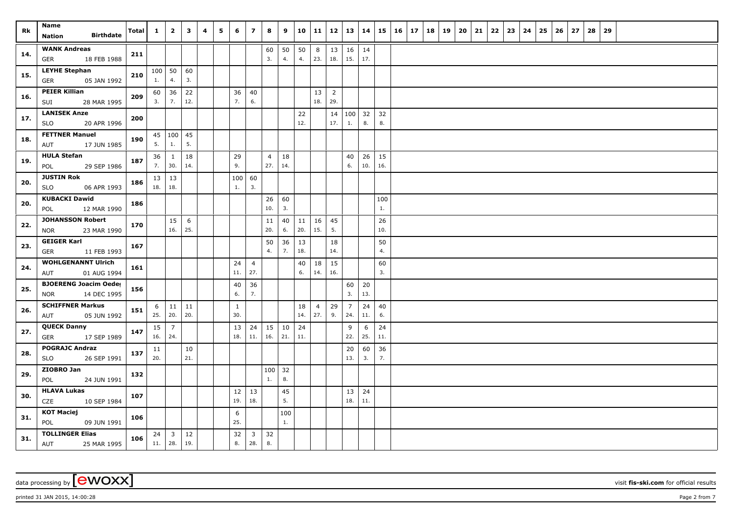| Rk | Name<br>Nation Birthdate | Total | 1 | 2 | 3 | 4 | 5 | 6 | 7 | 8 | 9 | 10 | 11 | 12 | 13 | 14 | 15 | 16 | 17 | 18 | 19 | 20 | 21 | 22 | 23 | 24 | 25 | 26 | 27 | 28 | 29 |
|---|---|---|---|---|---|---|---|---|---|---|---|---|---|---|---|---|---|---|---|---|---|---|---|---|---|---|---|---|---|---|---|
| 14. | **WANK Andreas**<br>GER 18 FEB 1988 | **211** | | | | | | | | 60<br>3. | 50<br>4. | 50<br>4. | 8<br>23. | 13<br>18. | 16<br>15. | 14<br>17. | | | | | | | | | | | | | | | |
| 15. | **LEYHE Stephan**<br>GER 05 JAN 1992 | **210** | 100<br>1. | 50<br>4. | 60<br>3. | | | | | | | | | | | | | | | | | | | | | | | | | | |
| 16. | **PEIER Killian**<br>SUI 28 MAR 1995 | **209** | 60<br>3. | 36<br>7. | 22<br>12. | | | 36<br>7. | 40<br>6. | | | | 13<br>18. | 2<br>29. | | | | | | | | | | | | | | | | | |
| 17. | **LANISEK Anze**<br>SLO 20 APR 1996 | **200** | | | | | | | | | | 22<br>12. | | 14<br>17. | 100<br>1. | 32<br>8. | 32<br>8. | | | | | | | | | | | | | | |
| 18. | **FETTNER Manuel**<br>AUT 17 JUN 1985 | **190** | 45<br>5. | 100<br>1. | 45<br>5. | | | | | | | | | | | | | | | | | | | | | | | | | | |
| 19. | **HULA Stefan**<br>POL 29 SEP 1986 | **187** | 36<br>7. | 1<br>30. | 18<br>14. | | | 29<br>9. | | 4<br>27. | 18<br>14. | | | | 40<br>6. | 26<br>10. | 15<br>16. | | | | | | | | | | | | | | |
| 20. | **JUSTIN Rok**<br>SLO 06 APR 1993 | **186** | 13<br>18. | 13<br>18. | | | | 100<br>1. | 60<br>3. | | | | | | | | | | | | | | | | | | | | | | |
| 20. | **KUBACKI Dawid**<br>POL 12 MAR 1990 | **186** | | | | | | | | 26<br>10. | 60<br>3. | | | | | | 100<br>1. | | | | | | | | | | | | | | |
| 22. | **JOHANSSON Robert**<br>NOR 23 MAR 1990 | **170** | | 15<br>16. | 6<br>25. | | | | | 11<br>20. | 40<br>6. | 11<br>20. | 16<br>15. | 45<br>5. | | | 26<br>10. | | | | | | | | | | | | | | |
| 23. | **GEIGER Karl**<br>GER 11 FEB 1993 | **167** | | | | | | | | 50<br>4. | 36<br>7. | 13<br>18. | | 18<br>14. | | | 50<br>4. | | | | | | | | | | | | | | |
| 24. | **WOHLGENANNT Ulrich**<br>AUT 01 AUG 1994 | **161** | | | | | | 24<br>11. | 4<br>27. | | | 40<br>6. | 18<br>14. | 15<br>16. | | | 60<br>3. | | | | | | | | | | | | | | |
| 25. | **BJOERENG Joacim Oeder**<br>NOR 14 DEC 1995 | **156** | | | | | | 40<br>6. | 36<br>7. | | | | | | 60<br>3. | 20<br>13. | | | | | | | | | | | | | | | |
| 26. | **SCHIFFNER Markus**<br>AUT 05 JUN 1992 | **151** | 6<br>25. | 11<br>20. | 11<br>20. | | | 1<br>30. | | | | 18<br>14. | 4<br>27. | 29<br>9. | 7<br>24. | 24<br>11. | 40<br>6. | | | | | | | | | | | | | | |
| 27. | **QUECK Danny**<br>GER 17 SEP 1989 | **147** | 15<br>16. | 7<br>24. | | | | 13<br>18. | 24<br>11. | 15<br>16. | 10<br>21. | 24<br>11. | | | 9<br>22. | 6<br>25. | 24<br>11. | | | | | | | | | | | | | | |
| 28. | **POGRAJC Andraz**<br>SLO 26 SEP 1991 | **137** | 11<br>20. | | 10<br>21. | | | | | | | | | | 20<br>13. | 60<br>3. | 36<br>7. | | | | | | | | | | | | | | |
| 29. | **ZIOBRO Jan**<br>POL 24 JUN 1991 | **132** | | | | | | | | 100<br>1. | 32<br>8. | | | | | | | | | | | | | | | | | | | | |
| 30. | **HLAVA Lukas**<br>CZE 10 SEP 1984 | **107** | | | | | | 12<br>19. | 13<br>18. | | 45<br>5. | | | | 13<br>18. | 24<br>11. | | | | | | | | | | | | | | | |
| 31. | **KOT Maciej**<br>POL 09 JUN 1991 | **106** | | | | | | 6<br>25. | | | 100<br>1. | | | | | | | | | | | | | | | | | | | | |
| 31. | **TOLLINGER Elias**<br>AUT 25 MAR 1995 | **106** | 24<br>11. | 3<br>28. | 12<br>19. | | | 32<br>8. | 3<br>28. | 32<br>8. | | | | | | | | | | | | | | | | | | | | | |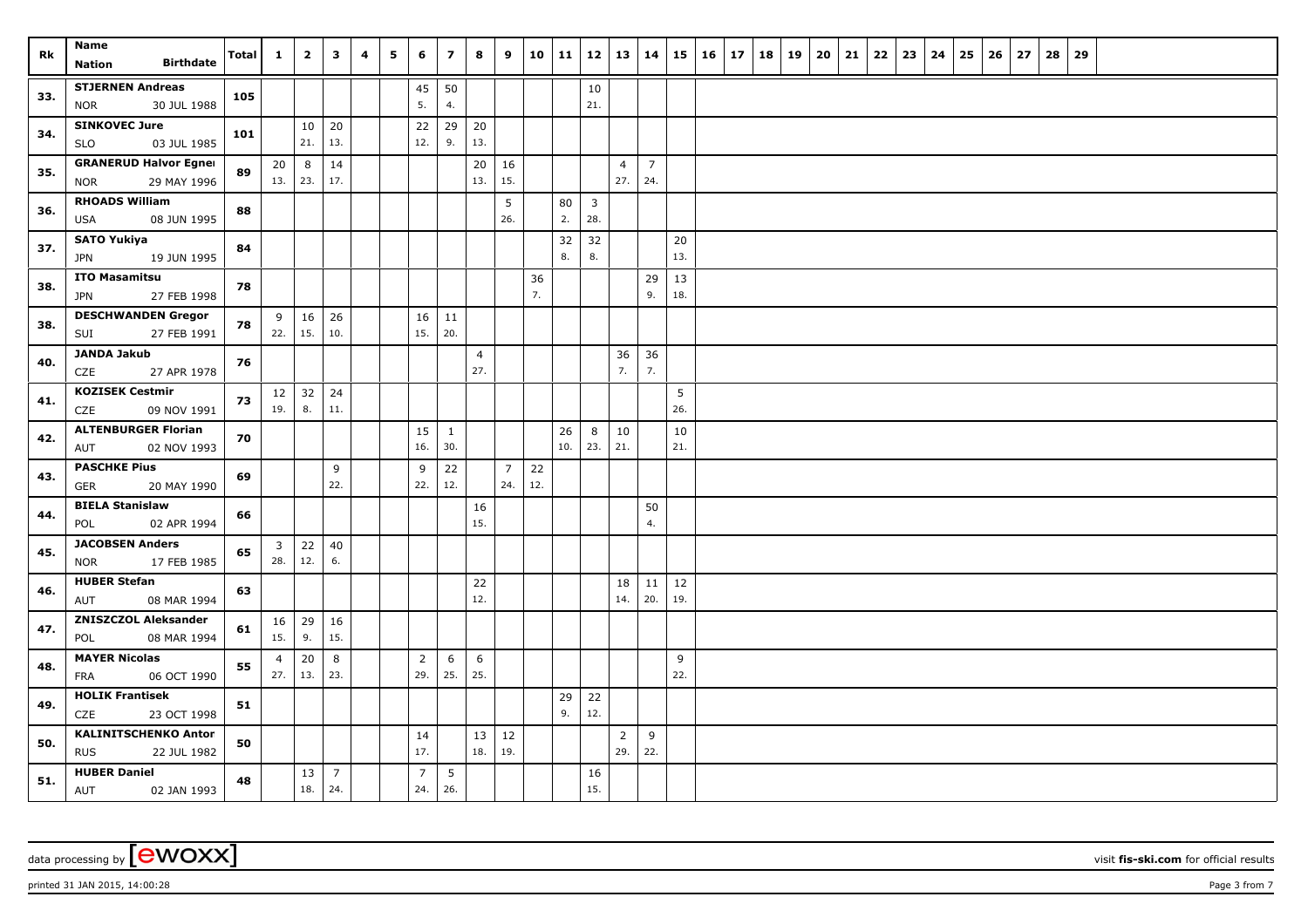| Rk | Name Nation Birthdate | Total | 1 | 2 | 3 | 4 | 5 | 6 | 7 | 8 | 9 | 10 | 11 | 12 | 13 | 14 | 15 | 16 | 17 | 18 | 19 | 20 | 21 | 22 | 23 | 24 | 25 | 26 | 27 | 28 | 29 |
|---|---|---|---|---|---|---|---|---|---|---|---|---|---|---|---|---|---|---|---|---|---|---|---|---|---|---|---|---|---|---|---|
| 33. | STJERNEN Andreas NOR 30 JUL 1988 | 105 | | | | | | 45 5. | 50 4. | | | | | 10 21. | | | | | | | | | | | | | | | | | |
| 34. | SINKOVEC Jure SLO 03 JUL 1985 | 101 | | 10 21. | 20 13. | | | 22 12. | 29 9. | 20 13. | | | | | | | | | | | | | | | | | | | | | |
| 35. | GRANERUD Halvor Egner NOR 29 MAY 1996 | 89 | 20 13. | 8 23. | 14 17. | | | | | 20 13. | 16 15. | | | | 4 27. | 7 24. | | | | | | | | | | | | | | | |
| 36. | RHOADS William USA 08 JUN 1995 | 88 | | | | | | | | | 5 26. | | 80 2. | 3 28. | | | | | | | | | | | | | | | | | |
| 37. | SATO Yukiya JPN 19 JUN 1995 | 84 | | | | | | | | | | | 32 8. | 32 8. | | | 20 13. | | | | | | | | | | | | | | |
| 38. | ITO Masamitsu JPN 27 FEB 1998 | 78 | | | | | | | | | | 36 7. | | | | 29 9. | 13 18. | | | | | | | | | | | | | | |
| 38. | DESCHWANDEN Gregor SUI 27 FEB 1991 | 78 | 9 22. | 16 15. | 26 10. | | | 16 15. | 11 20. | | | | | | | | | | | | | | | | | | | | | | |
| 40. | JANDA Jakub CZE 27 APR 1978 | 76 | | | | | | | | 4 27. | | | | | 36 7. | 36 7. | | | | | | | | | | | | | | | |
| 41. | KOZISEK Cestmir CZE 09 NOV 1991 | 73 | 12 19. | 32 8. | 24 11. | | | | | | | | | | | | 5 26. | | | | | | | | | | | | | | |
| 42. | ALTENBURGER Florian AUT 02 NOV 1993 | 70 | | | | | | 15 16. | 1 30. | | | | 26 10. | 8 23. | 10 21. | | 10 21. | | | | | | | | | | | | | | |
| 43. | PASCHKE Pius GER 20 MAY 1990 | 69 | | | 9 22. | | | 9 22. | 22 12. | | 7 24. | 22 12. | | | | | | | | | | | | | | | | | | | |
| 44. | BIELA Stanislaw POL 02 APR 1994 | 66 | | | | | | | | 16 15. | | | | | | 50 4. | | | | | | | | | | | | | | | |
| 45. | JACOBSEN Anders NOR 17 FEB 1985 | 65 | 3 28. | 22 12. | 40 6. | | | | | | | | | | | | | | | | | | | | | | | | | | |
| 46. | HUBER Stefan AUT 08 MAR 1994 | 63 | | | | | | | | 22 12. | | | | | 18 14. | 11 20. | 12 19. | | | | | | | | | | | | | | |
| 47. | ZNISZCZOL Aleksander POL 08 MAR 1994 | 61 | 16 15. | 29 9. | 16 15. | | | | | | | | | | | | | | | | | | | | | | | | | | |
| 48. | MAYER Nicolas FRA 06 OCT 1990 | 55 | 4 27. | 20 13. | 8 23. | | | 2 29. | 6 25. | 6 25. | | | | | | | 9 22. | | | | | | | | | | | | | | |
| 49. | HOLIK Frantisek CZE 23 OCT 1998 | 51 | | | | | | | | | | | 29 9. | 22 12. | | | | | | | | | | | | | | | | | |
| 50. | KALINITSCHENKO Anton RUS 22 JUL 1982 | 50 | | | | | | 14 17. | | 13 18. | 12 19. | | | | 2 29. | 9 22. | | | | | | | | | | | | | | | |
| 51. | HUBER Daniel AUT 02 JAN 1993 | 48 | | 13 18. | 7 24. | | | 7 24. | 5 26. | | | | | 16 15. | | | | | | | | | | | | | | | | | |

data processing by [ewoxx] visit fis-ski.com for official results

printed 31 JAN 2015, 14:00:28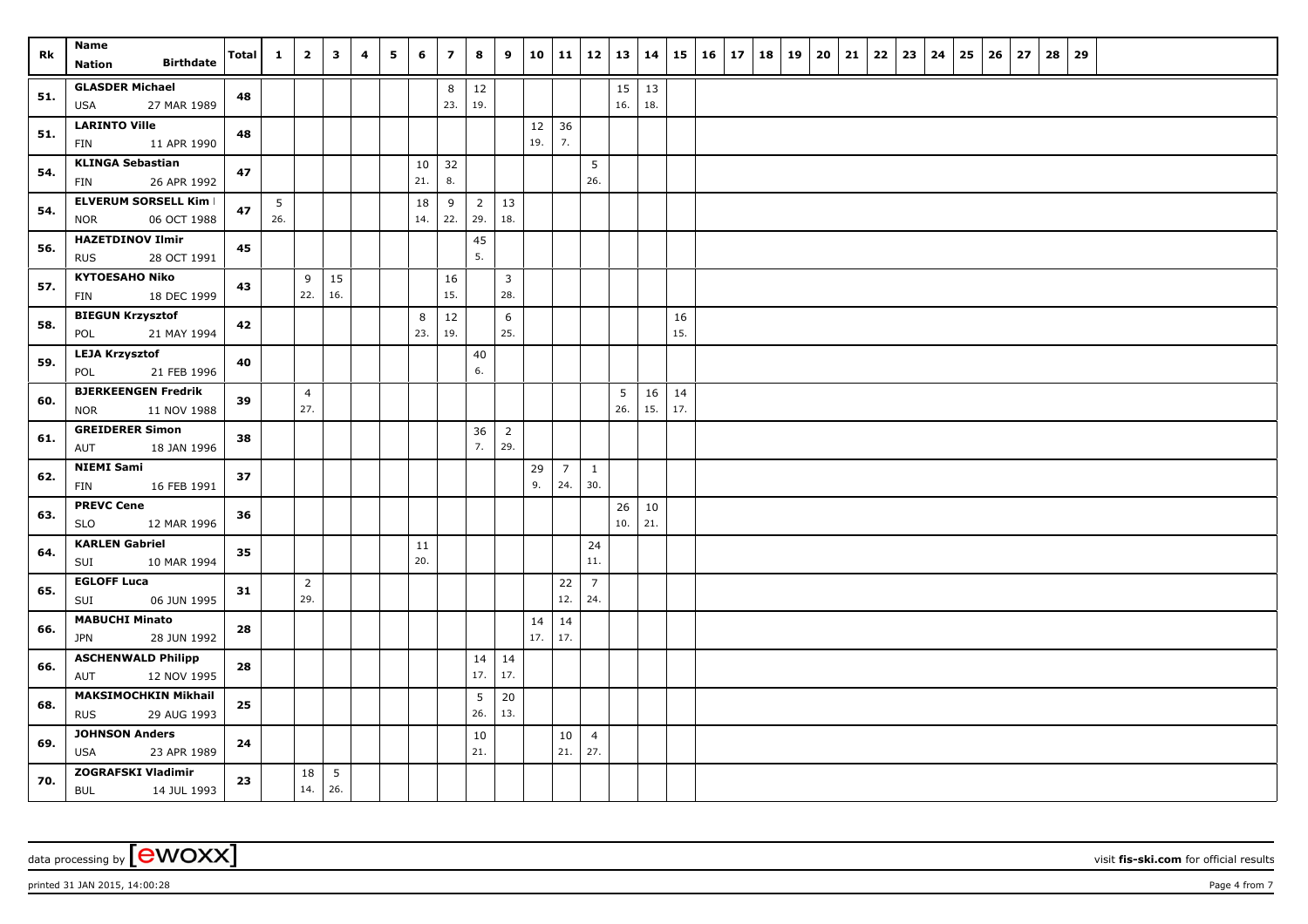| Rk | Name / Nation | Birthdate | Total | 1 | 2 | 3 | 4 | 5 | 6 | 7 | 8 | 9 | 10 | 11 | 12 | 13 | 14 | 15 | 16 | 17 | 18 | 19 | 20 | 21 | 22 | 23 | 24 | 25 | 26 | 27 | 28 | 29 |
|---|---|---|---|---|---|---|---|---|---|---|---|---|---|---|---|---|---|---|---|---|---|---|---|---|---|---|---|---|---|---|---|---|
| 51. | GLASDER Michael USA | 27 MAR 1989 | 48 | | | | | | | 8 23. | 12 19. | | | | | 15 16. | 13 18. | | | | | | | | | | | | | | | |
| 51. | LARINTO Ville FIN | 11 APR 1990 | 48 | | | | | | | | | | 12 19. | 36 7. | | | | | | | | | | | | | | | | | | |
| 54. | KLINGA Sebastian FIN | 26 APR 1992 | 47 | | | | | | 10 21. | 32 8. | | | | | 5 26. | | | | | | | | | | | | | | | | | |
| 54. | ELVERUM SORSELL Kim NOR | 06 OCT 1988 | 47 | 5 26. | | | | | 18 14. | 9 22. | 2 29. | 13 18. | | | | | | | | | | | | | | | | | | | | |
| 56. | HAZETDINOV Ilmir RUS | 28 OCT 1991 | 45 | | | | | | | | 45 5. | | | | | | | | | | | | | | | | | | | | | |
| 57. | KYTOESAHO Niko FIN | 18 DEC 1999 | 43 | | 9 22. | 15 16. | | | | 16 15. | | 3 28. | | | | | | | | | | | | | | | | | | | | |
| 58. | BIEGUN Krzysztof POL | 21 MAY 1994 | 42 | | | | | | 8 23. | 12 19. | | 6 25. | | | | | | 16 15. | | | | | | | | | | | | | | |
| 59. | LEJA Krzysztof POL | 21 FEB 1996 | 40 | | | | | | | | 40 6. | | | | | | | | | | | | | | | | | | | | | |
| 60. | BJERKEENGEN Fredrik NOR | 11 NOV 1988 | 39 | | 4 27. | | | | | | | | | | | 5 26. | 16 15. | 14 17. | | | | | | | | | | | | | | |
| 61. | GREIDERER Simon AUT | 18 JAN 1996 | 38 | | | | | | | | 36 7. | 2 29. | | | | | | | | | | | | | | | | | | | | |
| 62. | NIEMI Sami FIN | 16 FEB 1991 | 37 | | | | | | | | | | 29 9. | 7 24. | 1 30. | | | | | | | | | | | | | | | | | |
| 63. | PREVC Cene SLO | 12 MAR 1996 | 36 | | | | | | | | | | | | | 26 10. | 10 21. | | | | | | | | | | | | | | | |
| 64. | KARLEN Gabriel SUI | 10 MAR 1994 | 35 | | | | | | 11 20. | | | | | | 24 11. | | | | | | | | | | | | | | | | | |
| 65. | EGLOFF Luca SUI | 06 JUN 1995 | 31 | | 2 29. | | | | | | | | | 22 12. | 7 24. | | | | | | | | | | | | | | | | | |
| 66. | MABUCHI Minato JPN | 28 JUN 1992 | 28 | | | | | | | | | | 14 17. | 14 17. | | | | | | | | | | | | | | | | | | |
| 66. | ASCHENWALD Philipp AUT | 12 NOV 1995 | 28 | | | | | | | | 14 17. | 14 17. | | | | | | | | | | | | | | | | | | | | |
| 68. | MAKSIMOCHKIN Mikhail RUS | 29 AUG 1993 | 25 | | | | | | | | 5 26. | 20 13. | | | | | | | | | | | | | | | | | | | | |
| 69. | JOHNSON Anders USA | 23 APR 1989 | 24 | | | | | | | | 10 21. | | | 10 21. | 4 27. | | | | | | | | | | | | | | | | | |
| 70. | ZOGRAFSKI Vladimir BUL | 14 JUL 1993 | 23 | | 18 14. | 5 26. | | | | | | | | | | | | | | | | | | | | | | | | | | |

data processing by [ewoxx] visit fis-ski.com for official results

printed 31 JAN 2015, 14:00:28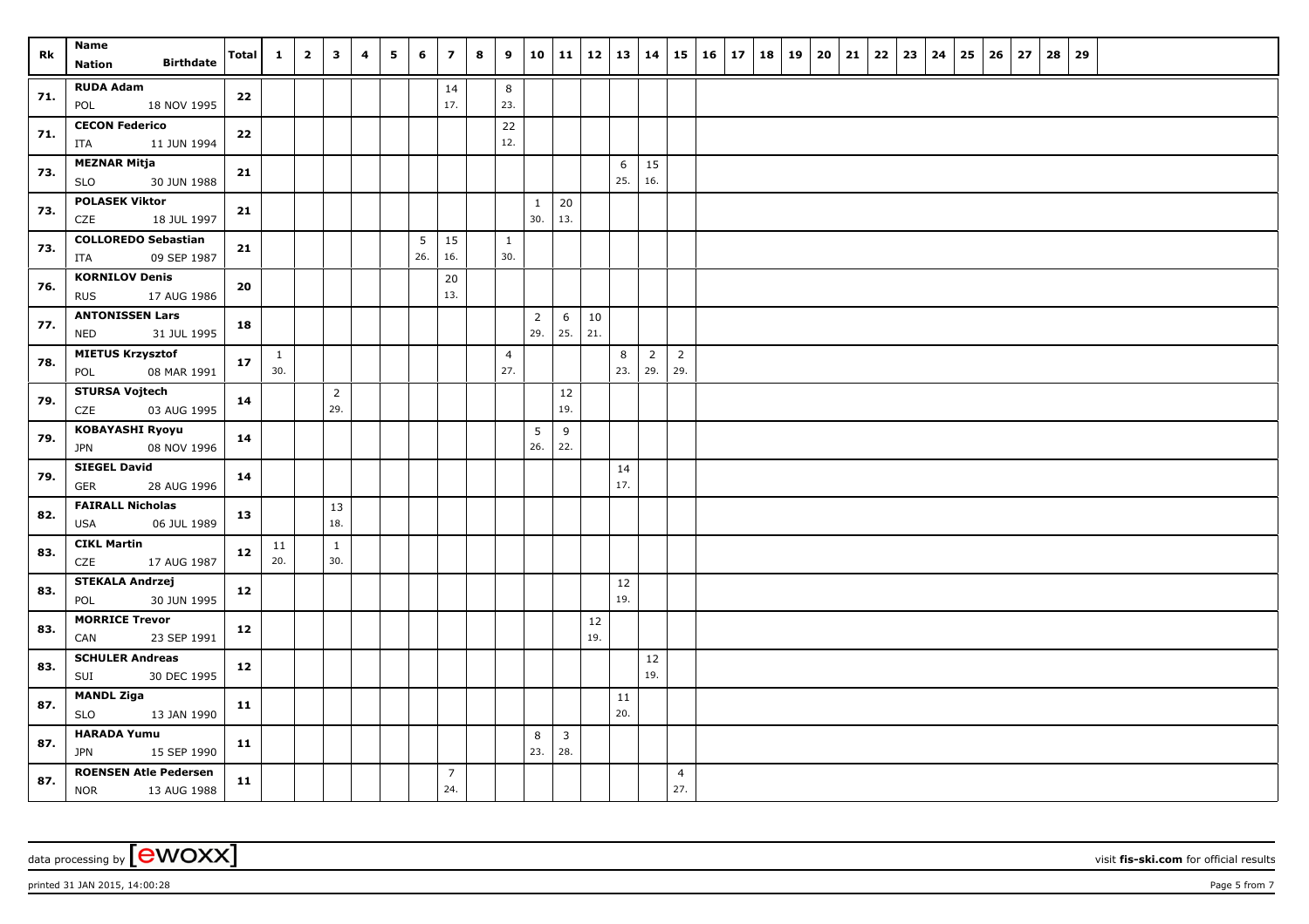| Rk | Name<br>Nation Birthdate | Total | 1 | 2 | 3 | 4 | 5 | 6 | 7 | 8 | 9 | 10 | 11 | 12 | 13 | 14 | 15 | 16 | 17 | 18 | 19 | 20 | 21 | 22 | 23 | 24 | 25 | 26 | 27 | 28 | 29 |
|---|---|---|---|---|---|---|---|---|---|---|---|---|---|---|---|---|---|---|---|---|---|---|---|---|---|---|---|---|---|---|---|
| 71. | RUDA Adam<br>POL 18 NOV 1995 | 22 | | | | | | | 14<br>17. | | 8<br>23. | | | | | | | | | | | | | | | | | | | | |
| 71. | CECON Federico<br>ITA 11 JUN 1994 | 22 | | | | | | | | | 22<br>12. | | | | | | | | | | | | | | | | | | | | |
| 73. | MEZNAR Mitja<br>SLO 30 JUN 1988 | 21 | | | | | | | | | | | | | 6<br>25. | 15<br>16. | | | | | | | | | | | | | | | |
| 73. | POLASEK Viktor<br>CZE 18 JUL 1997 | 21 | | | | | | | | | | 1<br>30. | 20<br>13. | | | | | | | | | | | | | | | | | | |
| 73. | COLLOREDO Sebastian<br>ITA 09 SEP 1987 | 21 | | | | | | 5<br>26. | 15<br>16. | | 1<br>30. | | | | | | | | | | | | | | | | | | | | |
| 76. | KORNILOV Denis<br>RUS 17 AUG 1986 | 20 | | | | | | | 20<br>13. | | | | | | | | | | | | | | | | | | | | | | |
| 77. | ANTONISSEN Lars<br>NED 31 JUL 1995 | 18 | | | | | | | | | | 2<br>29. | 6<br>25. | 10<br>21. | | | | | | | | | | | | | | | | | |
| 78. | MIETUS Krzysztof<br>POL 08 MAR 1991 | 17 | 1<br>30. | | | | | | | | 4<br>27. | | | | 8<br>23. | 2<br>29. | 2<br>29. | | | | | | | | | | | | | | |
| 79. | STURSA Vojtech<br>CZE 03 AUG 1995 | 14 | | | 2<br>29. | | | | | | | | 12<br>19. | | | | | | | | | | | | | | | | | | |
| 79. | KOBAYASHI Ryoyu<br>JPN 08 NOV 1996 | 14 | | | | | | | | | | 5<br>26. | 9<br>22. | | | | | | | | | | | | | | | | | | |
| 79. | SIEGEL David<br>GER 28 AUG 1996 | 14 | | | | | | | | | | | | | 14<br>17. | | | | | | | | | | | | | | | | |
| 82. | FAIRALL Nicholas<br>USA 06 JUL 1989 | 13 | | | 13<br>18. | | | | | | | | | | | | | | | | | | | | | | | | | | |
| 83. | CIKL Martin<br>CZE 17 AUG 1987 | 12 | 11<br>20. | | 1<br>30. | | | | | | | | | | | | | | | | | | | | | | | | | | |
| 83. | STEKALA Andrzej<br>POL 30 JUN 1995 | 12 | | | | | | | | | | | | | 12<br>19. | | | | | | | | | | | | | | | | |
| 83. | MORRICE Trevor<br>CAN 23 SEP 1991 | 12 | | | | | | | | | | | | 12<br>19. | | | | | | | | | | | | | | | | | |
| 83. | SCHULER Andreas<br>SUI 30 DEC 1995 | 12 | | | | | | | | | | | | | | 12<br>19. | | | | | | | | | | | | | | | |
| 87. | MANDL Ziga<br>SLO 13 JAN 1990 | 11 | | | | | | | | | | | | | 11<br>20. | | | | | | | | | | | | | | | | |
| 87. | HARADA Yumu<br>JPN 15 SEP 1990 | 11 | | | | | | | | | | 8<br>23. | 3<br>28. | | | | | | | | | | | | | | | | | | |
| 87. | ROENSEN Atle Pedersen<br>NOR 13 AUG 1988 | 11 | | | | | | | 7<br>24. | | | | | | | | 4<br>27. | | | | | | | | | | | | | | |

data processing by [ewoxx] visit fis-ski.com for official results

printed 31 JAN 2015, 14:00:28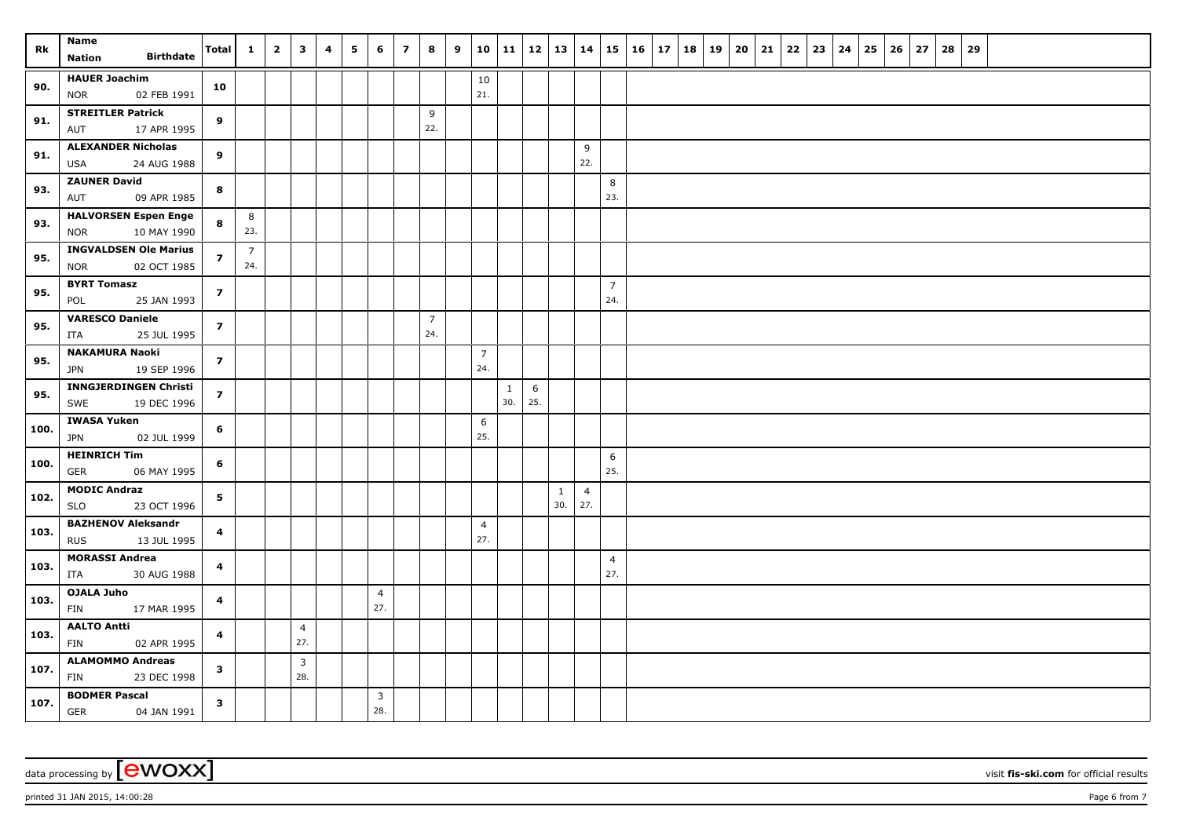| Rk | Name<br>Nation Birthdate | Total | 1 | 2 | 3 | 4 | 5 | 6 | 7 | 8 | 9 | 10 | 11 | 12 | 13 | 14 | 15 | 16 | 17 | 18 | 19 | 20 | 21 | 22 | 23 | 24 | 25 | 26 | 27 | 28 | 29 |
|---|---|---|---|---|---|---|---|---|---|---|---|---|---|---|---|---|---|---|---|---|---|---|---|---|---|---|---|---|---|---|---|
| 90. | **HAUER Joachim**<br>NOR 02 FEB 1991 | **10** | | | | | | | | | | 10<br>21. | | | | | | | | | | | | | | | | | | | |
| 91. | **STREITLER Patrick**<br>AUT 17 APR 1995 | **9** | | | | | | | | 9<br>22. | | | | | | | | | | | | | | | | | | | | | |
| 91. | **ALEXANDER Nicholas**<br>USA 24 AUG 1988 | **9** | | | | | | | | | | | | | | 9<br>22. | | | | | | | | | | | | | | | |
| 93. | **ZAUNER David**<br>AUT 09 APR 1985 | **8** | | | | | | | | | | | | | | | 8<br>23. | | | | | | | | | | | | | | |
| 93. | **HALVORSEN Espen Enge**<br>NOR 10 MAY 1990 | **8** | 8<br>23. | | | | | | | | | | | | | | | | | | | | | | | | | | | | |
| 95. | **INGVALDSEN Ole Marius**<br>NOR 02 OCT 1985 | **7** | 7<br>24. | | | | | | | | | | | | | | | | | | | | | | | | | | | | |
| 95. | **BYRT Tomasz**<br>POL 25 JAN 1993 | **7** | | | | | | | | | | | | | | | 7<br>24. | | | | | | | | | | | | | | |
| 95. | **VARESCO Daniele**<br>ITA 25 JUL 1995 | **7** | | | | | | | | 7<br>24. | | | | | | | | | | | | | | | | | | | | | |
| 95. | **NAKAMURA Naoki**<br>JPN 19 SEP 1996 | **7** | | | | | | | | | | 7<br>24. | | | | | | | | | | | | | | | | | | | |
| 95. | **INNGJERDINGEN Christi**<br>SWE 19 DEC 1996 | **7** | | | | | | | | | | | 1<br>30. | 6<br>25. | | | | | | | | | | | | | | | | | |
| 100. | **IWASA Yuken**<br>JPN 02 JUL 1999 | **6** | | | | | | | | | | 6<br>25. | | | | | | | | | | | | | | | | | | | |
| 100. | **HEINRICH Tim**<br>GER 06 MAY 1995 | **6** | | | | | | | | | | | | | | | 6<br>25. | | | | | | | | | | | | | | |
| 102. | **MODIC Andraz**<br>SLO 23 OCT 1996 | **5** | | | | | | | | | | | | | 1<br>30. | 4<br>27. | | | | | | | | | | | | | | | |
| 103. | **BAZHENOV Aleksandr**<br>RUS 13 JUL 1995 | **4** | | | | | | | | | | 4<br>27. | | | | | | | | | | | | | | | | | | | |
| 103. | **MORASSI Andrea**<br>ITA 30 AUG 1988 | **4** | | | | | | | | | | | | | | | 4<br>27. | | | | | | | | | | | | | | |
| 103. | **OJALA Juho**<br>FIN 17 MAR 1995 | **4** | | | | | | 4<br>27. | | | | | | | | | | | | | | | | | | | | | | | |
| 103. | **AALTO Antti**<br>FIN 02 APR 1995 | **4** | | | 4<br>27. | | | | | | | | | | | | | | | | | | | | | | | | | | |
| 107. | **ALAMOMMO Andreas**<br>FIN 23 DEC 1998 | **3** | | | 3<br>28. | | | | | | | | | | | | | | | | | | | | | | | | | | |
| 107. | **BODMER Pascal**<br>GER 04 JAN 1991 | **3** | | | | | | 3<br>28. | | | | | | | | | | | | | | | | | | | | | | | |

data processing by [ewoxx] visit **fis-ski.com** for official results

printed 31 JAN 2015, 14:00:28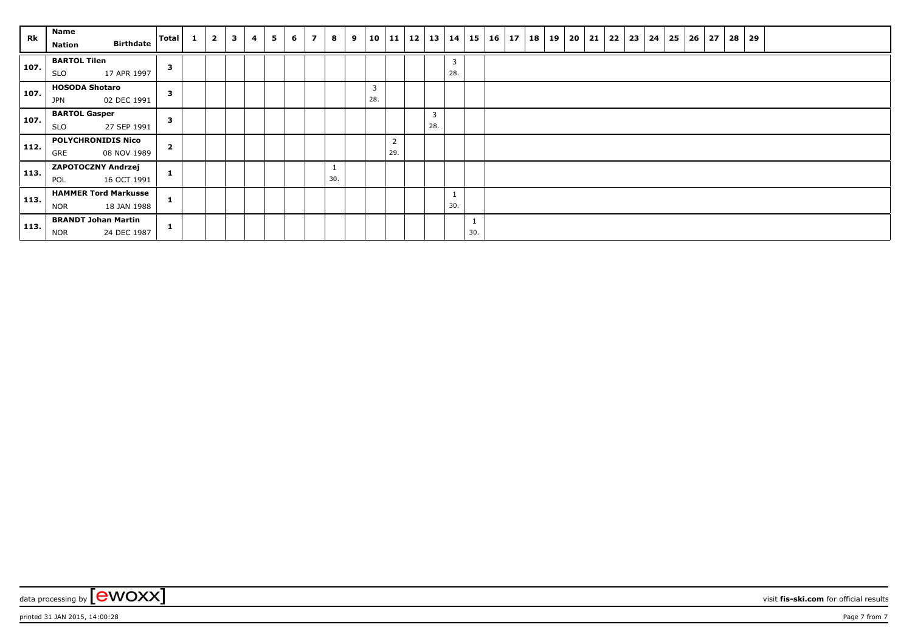| Rk | Name<br>Nation Birthdate | Total | 1 | 2 | 3 | 4 | 5 | 6 | 7 | 8 | 9 | 10 | 11 | 12 | 13 | 14 | 15 | 16 | 17 | 18 | 19 | 20 | 21 | 22 | 23 | 24 | 25 | 26 | 27 | 28 | 29 |
|---|---|---|---|---|---|---|---|---|---|---|---|---|---|---|---|---|---|---|---|---|---|---|---|---|---|---|---|---|---|---|---|
| 107. | **BARTOL Tilen**<br>SLO 17 APR 1997 | **3** | | | | | | | | | | | | | | 3<br>28. | | | | | | | | | | | | | | | |
| 107. | **HOSODA Shotaro**<br>JPN 02 DEC 1991 | **3** | | | | | | | | | | 3<br>28. | | | | | | | | | | | | | | | | | | | |
| 107. | **BARTOL Gasper**<br>SLO 27 SEP 1991 | **3** | | | | | | | | | | | | | 3<br>28. | | | | | | | | | | | | | | | | |
| 112. | **POLYCHRONIDIS Nico**<br>GRE 08 NOV 1989 | **2** | | | | | | | | | | | 2<br>29. | | | | | | | | | | | | | | | | | | |
| 113. | **ZAPOTOCZNY Andrzej**<br>POL 16 OCT 1991 | **1** | | | | | | | | 1<br>30. | | | | | | | | | | | | | | | | | | | | | |
| 113. | **HAMMER Tord Markusse**<br>NOR 18 JAN 1988 | **1** | | | | | | | | | | | | | | 1<br>30. | | | | | | | | | | | | | | | |
| 113. | **BRANDT Johan Martin**<br>NOR 24 DEC 1987 | **1** | | | | | | | | | | | | | | | 1<br>30. | | | | | | | | | | | | | | |

data processing by [ewoxx]

visit **fis-ski.com** for official results

printed 31 JAN 2015, 14:00:28